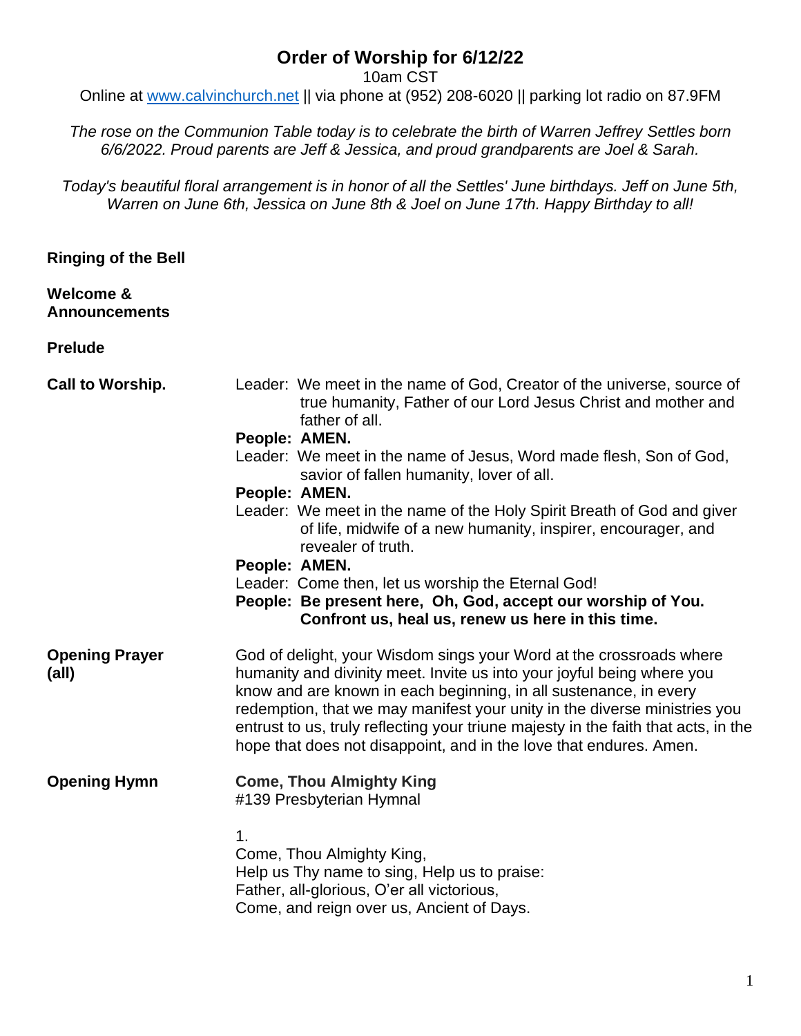# Order of Worship for 6/12/22

10am CST

Online at www.calvinchurch.net || via phone at (952) 208-6020 || parking lot radio on 87.9FM

*The rose on the Communion Table today is to celebrate the birth of Warren Jeffrey Settles born 6/6/2022. Proud parents are Jeff & Jessica, and proud grandparents are Joel & Sarah.*

*Today's beautiful floral arrangement is in honor of all the Settles' June birthdays. Jeff on June 5th, Warren on June 6th, Jessica on June 8th & Joel on June 17th. Happy Birthday to all!*

**Ringing of the Bell**

**Welcome & Announcements**

**Prelude**

**Call to Worship.**

Leader: We meet in the name of God, Creator of the universe, source of true humanity, Father of our Lord Jesus Christ and mother and father of all.

**People: AMEN.**

Leader: We meet in the name of Jesus, Word made flesh, Son of God, savior of fallen humanity, lover of all.

**People: AMEN.**

Leader: We meet in the name of the Holy Spirit Breath of God and giver of life, midwife of a new humanity, inspirer, encourager, and revealer of truth.

**People: AMEN.**

Leader: Come then, let us worship the Eternal God!

**People: Be present here, Oh, God, accept our worship of You. Confront us, heal us, renew us here in this time.**

**Opening Prayer (all)**

God of delight, your Wisdom sings your Word at the crossroads where humanity and divinity meet. Invite us into your joyful being where you know and are known in each beginning, in all sustenance, in every redemption, that we may manifest your unity in the diverse ministries you entrust to us, truly reflecting your triune majesty in the faith that acts, in the hope that does not disappoint, and in the love that endures. Amen.

**Opening Hymn**

**Come, Thou Almighty King**
#139 Presbyterian Hymnal

1.
Come, Thou Almighty King,
Help us Thy name to sing, Help us to praise:
Father, all-glorious, O'er all victorious,
Come, and reign over us, Ancient of Days.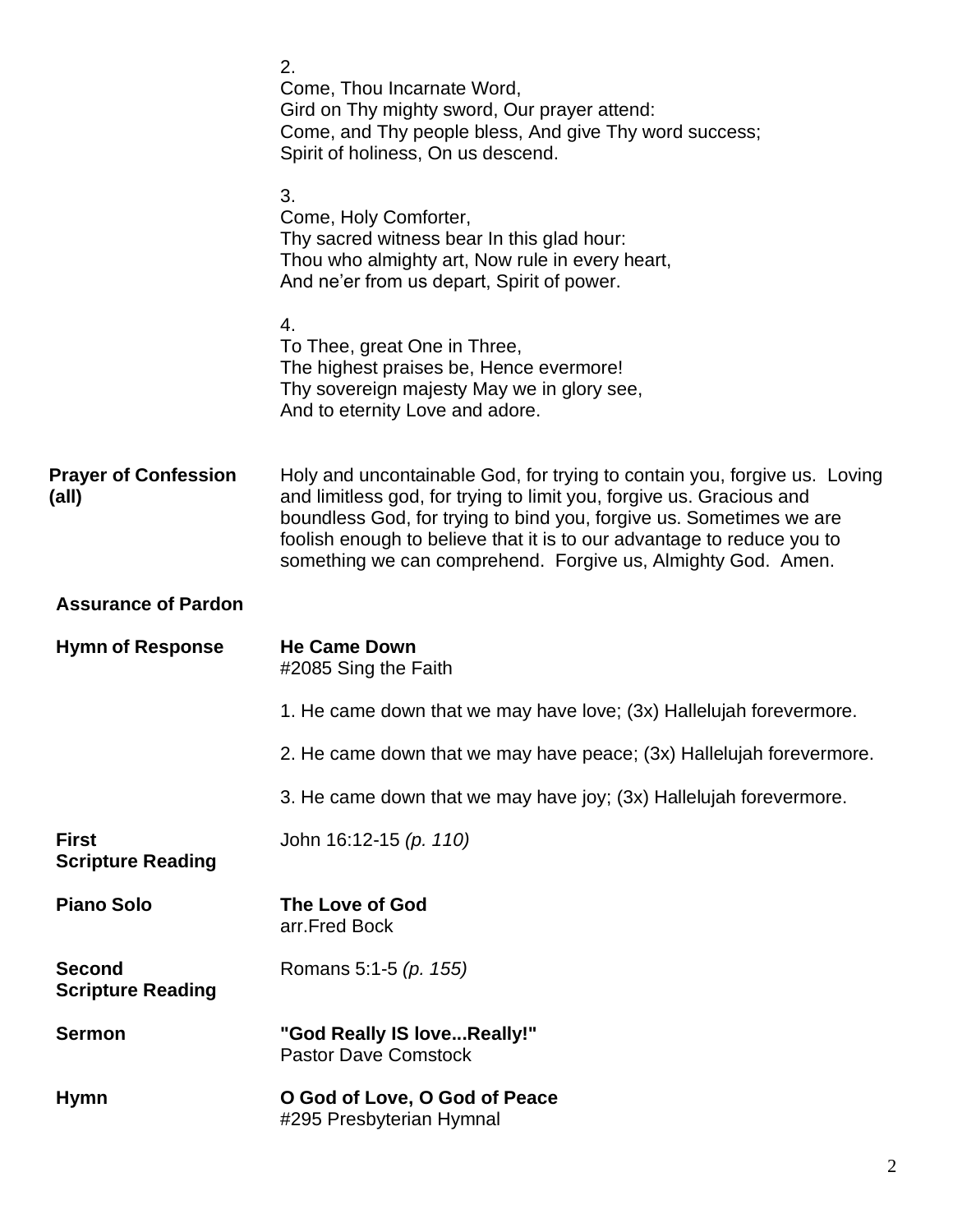2.
Come, Thou Incarnate Word,
Gird on Thy mighty sword, Our prayer attend:
Come, and Thy people bless, And give Thy word success;
Spirit of holiness, On us descend.

3.
Come, Holy Comforter,
Thy sacred witness bear In this glad hour:
Thou who almighty art, Now rule in every heart,
And ne'er from us depart, Spirit of power.

4.
To Thee, great One in Three,
The highest praises be, Hence evermore!
Thy sovereign majesty May we in glory see,
And to eternity Love and adore.

**Prayer of Confession (all)**

Holy and uncontainable God, for trying to contain you, forgive us. Loving and limitless god, for trying to limit you, forgive us. Gracious and boundless God, for trying to bind you, forgive us. Sometimes we are foolish enough to believe that it is to our advantage to reduce you to something we can comprehend. Forgive us, Almighty God. Amen.

**Assurance of Pardon**

**Hymn of Response** — **He Came Down**
#2085 Sing the Faith

1. He came down that we may have love; (3x) Hallelujah forevermore.

2. He came down that we may have peace; (3x) Hallelujah forevermore.

3. He came down that we may have joy; (3x) Hallelujah forevermore.

**First Scripture Reading** — John 16:12-15 *(p. 110)*

**Piano Solo** — **The Love of God**
arr.Fred Bock

**Second Scripture Reading** — Romans 5:1-5 *(p. 155)*

**Sermon** — **"God Really IS love...Really!"**
Pastor Dave Comstock

**Hymn** — **O God of Love, O God of Peace**
#295 Presbyterian Hymnal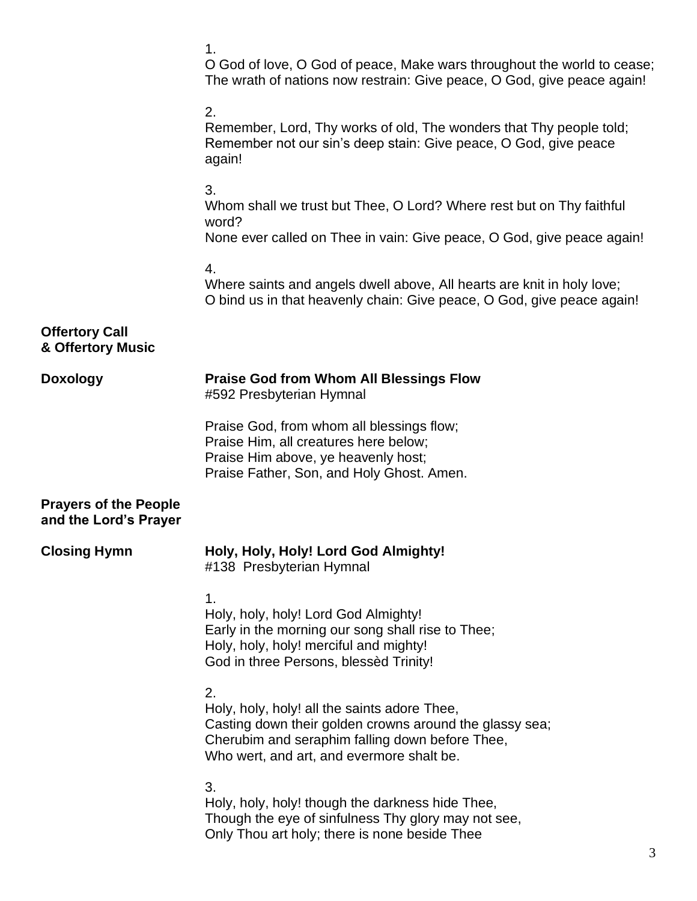1.
O God of love, O God of peace, Make wars throughout the world to cease;
The wrath of nations now restrain: Give peace, O God, give peace again!

2.
Remember, Lord, Thy works of old, The wonders that Thy people told;
Remember not our sin's deep stain: Give peace, O God, give peace again!

3.
Whom shall we trust but Thee, O Lord? Where rest but on Thy faithful word?
None ever called on Thee in vain: Give peace, O God, give peace again!

4.
Where saints and angels dwell above, All hearts are knit in holy love;
O bind us in that heavenly chain: Give peace, O God, give peace again!

**Offertory Call & Offertory Music**

**Doxology** — **Praise God from Whom All Blessings Flow**
#592 Presbyterian Hymnal

Praise God, from whom all blessings flow;
Praise Him, all creatures here below;
Praise Him above, ye heavenly host;
Praise Father, Son, and Holy Ghost. Amen.

**Prayers of the People and the Lord's Prayer**

**Closing Hymn** — **Holy, Holy, Holy! Lord God Almighty!**
#138 Presbyterian Hymnal

1.
Holy, holy, holy! Lord God Almighty!
Early in the morning our song shall rise to Thee;
Holy, holy, holy! merciful and mighty!
God in three Persons, blessèd Trinity!

2.
Holy, holy, holy! all the saints adore Thee,
Casting down their golden crowns around the glassy sea;
Cherubim and seraphim falling down before Thee,
Who wert, and art, and evermore shalt be.

3.
Holy, holy, holy! though the darkness hide Thee,
Though the eye of sinfulness Thy glory may not see,
Only Thou art holy; there is none beside Thee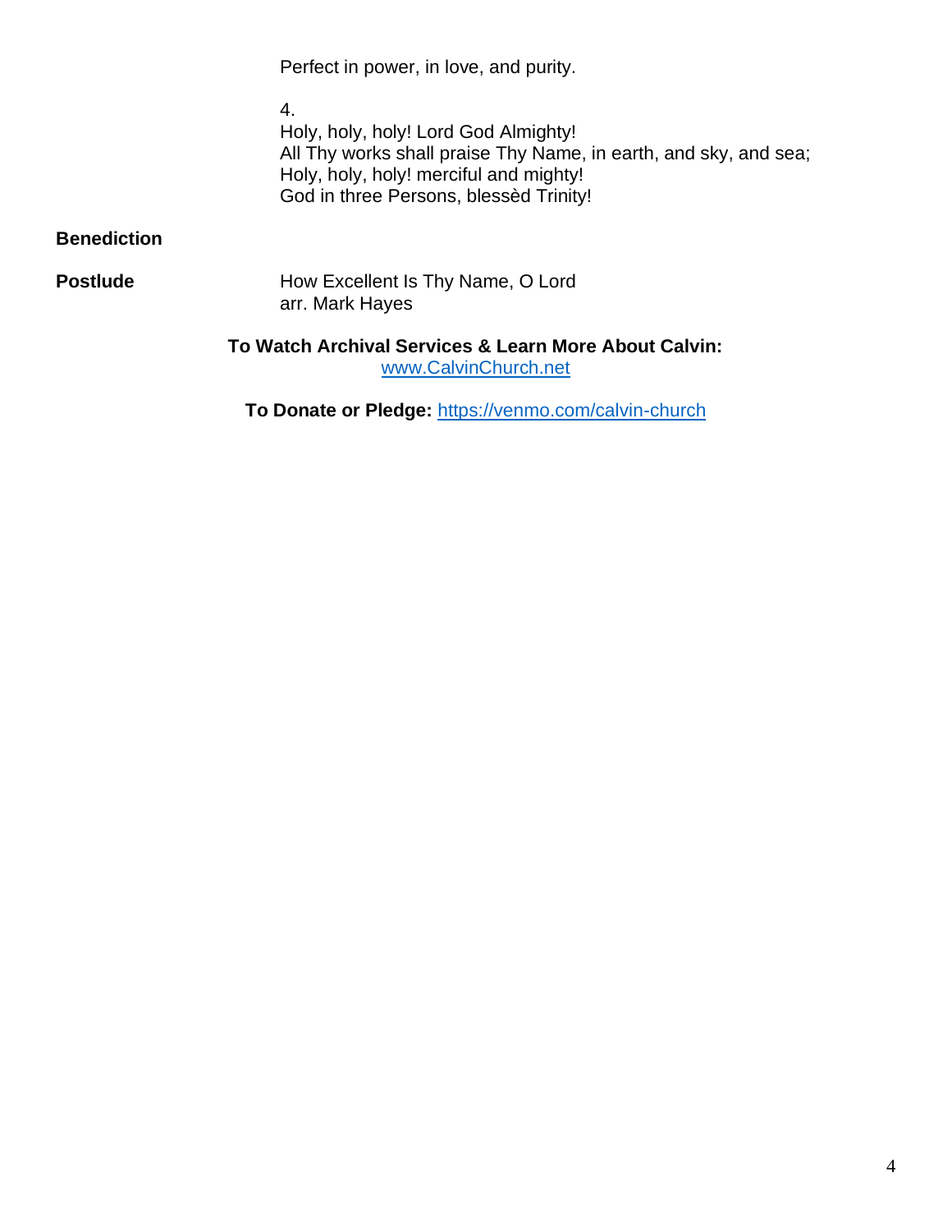Perfect in power, in love, and purity.

4.
Holy, holy, holy! Lord God Almighty!
All Thy works shall praise Thy Name, in earth, and sky, and sea;
Holy, holy, holy! merciful and mighty!
God in three Persons, blessèd Trinity!

**Benediction**

**Postlude** How Excellent Is Thy Name, O Lord
arr. Mark Hayes

**To Watch Archival Services & Learn More About Calvin:**
www.CalvinChurch.net

**To Donate or Pledge:** https://venmo.com/calvin-church